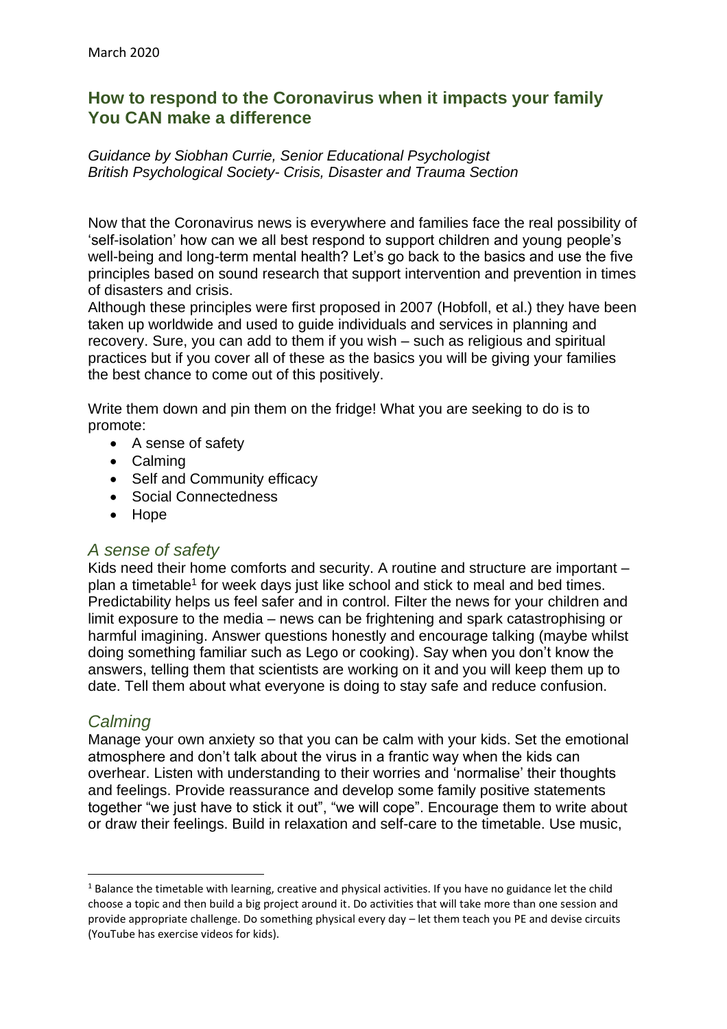March 2020

## How to respond to the Coronavirus when it impacts your family
## You CAN make a difference

*Guidance by Siobhan Currie, Senior Educational Psychologist*
*British Psychological Society- Crisis, Disaster and Trauma Section*

Now that the Coronavirus news is everywhere and families face the real possibility of 'self-isolation' how can we all best respond to support children and young people's well-being and long-term mental health? Let's go back to the basics and use the five principles based on sound research that support intervention and prevention in times of disasters and crisis.
Although these principles were first proposed in 2007 (Hobfoll, et al.) they have been taken up worldwide and used to guide individuals and services in planning and recovery. Sure, you can add to them if you wish – such as religious and spiritual practices but if you cover all of these as the basics you will be giving your families the best chance to come out of this positively.

Write them down and pin them on the fridge! What you are seeking to do is to promote:

- A sense of safety
- Calming
- Self and Community efficacy
- Social Connectedness
- Hope

### *A sense of safety*

Kids need their home comforts and security. A routine and structure are important – plan a timetable[1] for week days just like school and stick to meal and bed times. Predictability helps us feel safer and in control. Filter the news for your children and limit exposure to the media – news can be frightening and spark catastrophising or harmful imagining. Answer questions honestly and encourage talking (maybe whilst doing something familiar such as Lego or cooking). Say when you don't know the answers, telling them that scientists are working on it and you will keep them up to date. Tell them about what everyone is doing to stay safe and reduce confusion.

### *Calming*

Manage your own anxiety so that you can be calm with your kids. Set the emotional atmosphere and don't talk about the virus in a frantic way when the kids can overhear. Listen with understanding to their worries and 'normalise' their thoughts and feelings. Provide reassurance and develop some family positive statements together "we just have to stick it out", "we will cope". Encourage them to write about or draw their feelings. Build in relaxation and self-care to the timetable. Use music,

[1] Balance the timetable with learning, creative and physical activities. If you have no guidance let the child choose a topic and then build a big project around it. Do activities that will take more than one session and provide appropriate challenge. Do something physical every day – let them teach you PE and devise circuits (YouTube has exercise videos for kids).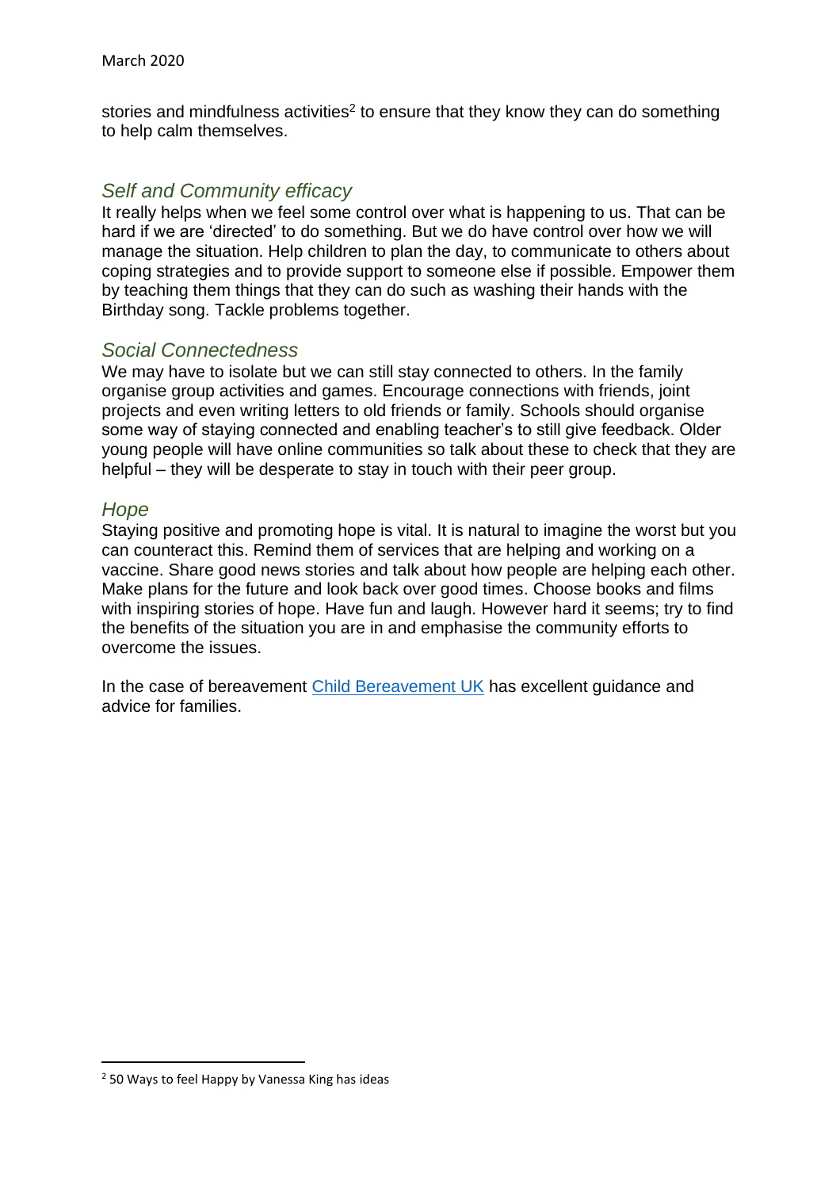stories and mindfulness activities[2] to ensure that they know they can do something to help calm themselves.

### *Self and Community efficacy*

It really helps when we feel some control over what is happening to us. That can be hard if we are 'directed' to do something. But we do have control over how we will manage the situation. Help children to plan the day, to communicate to others about coping strategies and to provide support to someone else if possible. Empower them by teaching them things that they can do such as washing their hands with the Birthday song. Tackle problems together.

### *Social Connectedness*

We may have to isolate but we can still stay connected to others. In the family organise group activities and games. Encourage connections with friends, joint projects and even writing letters to old friends or family. Schools should organise some way of staying connected and enabling teacher's to still give feedback. Older young people will have online communities so talk about these to check that they are helpful – they will be desperate to stay in touch with their peer group.

### *Hope*

Staying positive and promoting hope is vital. It is natural to imagine the worst but you can counteract this. Remind them of services that are helping and working on a vaccine. Share good news stories and talk about how people are helping each other. Make plans for the future and look back over good times. Choose books and films with inspiring stories of hope. Have fun and laugh. However hard it seems; try to find the benefits of the situation you are in and emphasise the community efforts to overcome the issues.

In the case of bereavement Child Bereavement UK has excellent guidance and advice for families.

---

[2] 50 Ways to feel Happy by Vanessa King has ideas